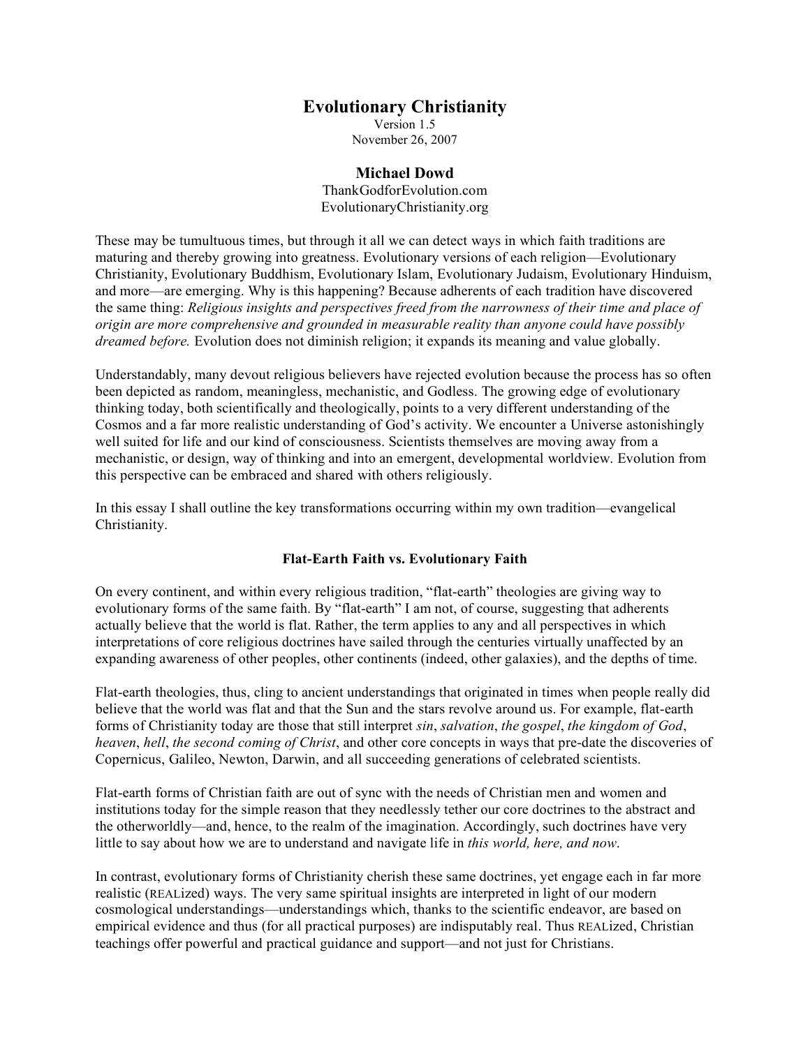# Evolutionary Christianity

Version 1.5
November 26, 2007

**Michael Dowd**
ThankGodforEvolution.com
EvolutionaryChristianity.org

These may be tumultuous times, but through it all we can detect ways in which faith traditions are maturing and thereby growing into greatness. Evolutionary versions of each religion—Evolutionary Christianity, Evolutionary Buddhism, Evolutionary Islam, Evolutionary Judaism, Evolutionary Hinduism, and more—are emerging. Why is this happening? Because adherents of each tradition have discovered the same thing: *Religious insights and perspectives freed from the narrowness of their time and place of origin are more comprehensive and grounded in measurable reality than anyone could have possibly dreamed before.* Evolution does not diminish religion; it expands its meaning and value globally.

Understandably, many devout religious believers have rejected evolution because the process has so often been depicted as random, meaningless, mechanistic, and Godless. The growing edge of evolutionary thinking today, both scientifically and theologically, points to a very different understanding of the Cosmos and a far more realistic understanding of God's activity. We encounter a Universe astonishingly well suited for life and our kind of consciousness. Scientists themselves are moving away from a mechanistic, or design, way of thinking and into an emergent, developmental worldview. Evolution from this perspective can be embraced and shared with others religiously.

In this essay I shall outline the key transformations occurring within my own tradition—evangelical Christianity.

### Flat-Earth Faith vs. Evolutionary Faith

On every continent, and within every religious tradition, "flat-earth" theologies are giving way to evolutionary forms of the same faith. By "flat-earth" I am not, of course, suggesting that adherents actually believe that the world is flat. Rather, the term applies to any and all perspectives in which interpretations of core religious doctrines have sailed through the centuries virtually unaffected by an expanding awareness of other peoples, other continents (indeed, other galaxies), and the depths of time.

Flat-earth theologies, thus, cling to ancient understandings that originated in times when people really did believe that the world was flat and that the Sun and the stars revolve around us. For example, flat-earth forms of Christianity today are those that still interpret *sin*, *salvation*, *the gospel*, *the kingdom of God*, *heaven*, *hell*, *the second coming of Christ*, and other core concepts in ways that pre-date the discoveries of Copernicus, Galileo, Newton, Darwin, and all succeeding generations of celebrated scientists.

Flat-earth forms of Christian faith are out of sync with the needs of Christian men and women and institutions today for the simple reason that they needlessly tether our core doctrines to the abstract and the otherworldly—and, hence, to the realm of the imagination. Accordingly, such doctrines have very little to say about how we are to understand and navigate life in *this world, here, and now*.

In contrast, evolutionary forms of Christianity cherish these same doctrines, yet engage each in far more realistic (REALized) ways. The very same spiritual insights are interpreted in light of our modern cosmological understandings—understandings which, thanks to the scientific endeavor, are based on empirical evidence and thus (for all practical purposes) are indisputably real. Thus REALized, Christian teachings offer powerful and practical guidance and support—and not just for Christians.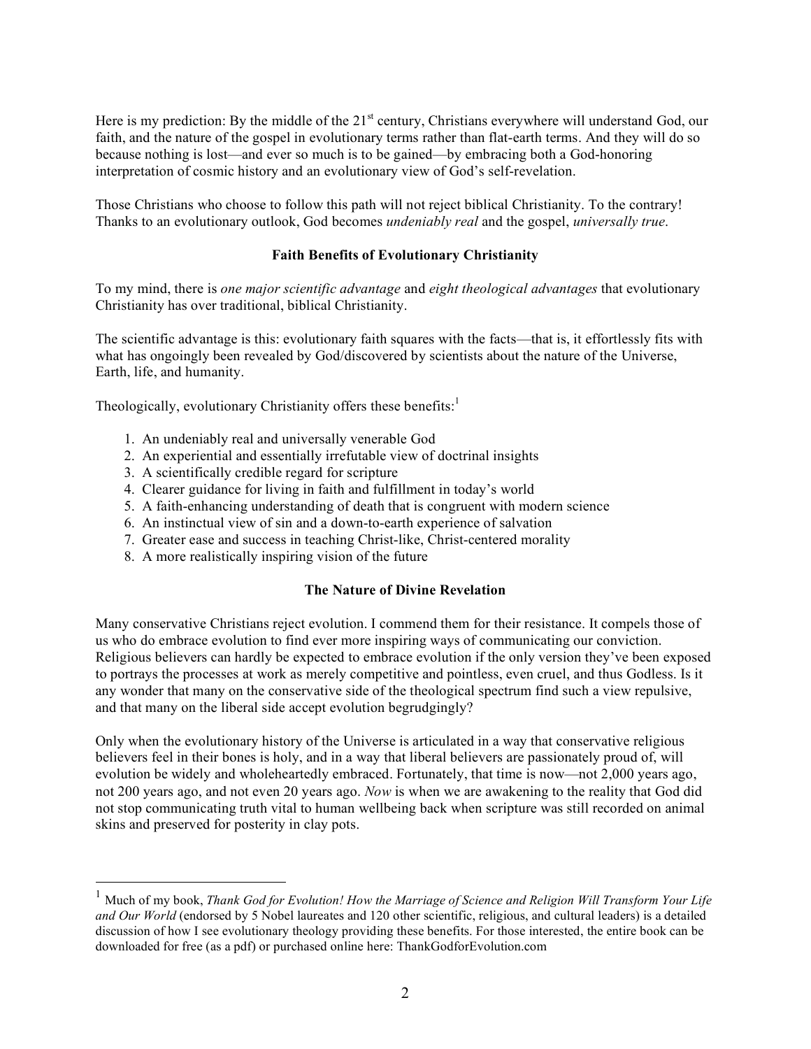Here is my prediction: By the middle of the 21st century, Christians everywhere will understand God, our faith, and the nature of the gospel in evolutionary terms rather than flat-earth terms. And they will do so because nothing is lost—and ever so much is to be gained—by embracing both a God-honoring interpretation of cosmic history and an evolutionary view of God's self-revelation.

Those Christians who choose to follow this path will not reject biblical Christianity. To the contrary! Thanks to an evolutionary outlook, God becomes *undeniably real* and the gospel, *universally true*.

### Faith Benefits of Evolutionary Christianity

To my mind, there is *one major scientific advantage* and *eight theological advantages* that evolutionary Christianity has over traditional, biblical Christianity.

The scientific advantage is this: evolutionary faith squares with the facts—that is, it effortlessly fits with what has ongoingly been revealed by God/discovered by scientists about the nature of the Universe, Earth, life, and humanity.

Theologically, evolutionary Christianity offers these benefits:[1]

1. An undeniably real and universally venerable God
2. An experiential and essentially irrefutable view of doctrinal insights
3. A scientifically credible regard for scripture
4. Clearer guidance for living in faith and fulfillment in today's world
5. A faith-enhancing understanding of death that is congruent with modern science
6. An instinctual view of sin and a down-to-earth experience of salvation
7. Greater ease and success in teaching Christ-like, Christ-centered morality
8. A more realistically inspiring vision of the future

### The Nature of Divine Revelation

Many conservative Christians reject evolution. I commend them for their resistance. It compels those of us who do embrace evolution to find ever more inspiring ways of communicating our conviction. Religious believers can hardly be expected to embrace evolution if the only version they've been exposed to portrays the processes at work as merely competitive and pointless, even cruel, and thus Godless. Is it any wonder that many on the conservative side of the theological spectrum find such a view repulsive, and that many on the liberal side accept evolution begrudgingly?

Only when the evolutionary history of the Universe is articulated in a way that conservative religious believers feel in their bones is holy, and in a way that liberal believers are passionately proud of, will evolution be widely and wholeheartedly embraced. Fortunately, that time is now—not 2,000 years ago, not 200 years ago, and not even 20 years ago. *Now* is when we are awakening to the reality that God did not stop communicating truth vital to human wellbeing back when scripture was still recorded on animal skins and preserved for posterity in clay pots.

---

[1] Much of my book, *Thank God for Evolution! How the Marriage of Science and Religion Will Transform Your Life and Our World* (endorsed by 5 Nobel laureates and 120 other scientific, religious, and cultural leaders) is a detailed discussion of how I see evolutionary theology providing these benefits. For those interested, the entire book can be downloaded for free (as a pdf) or purchased online here: ThankGodforEvolution.com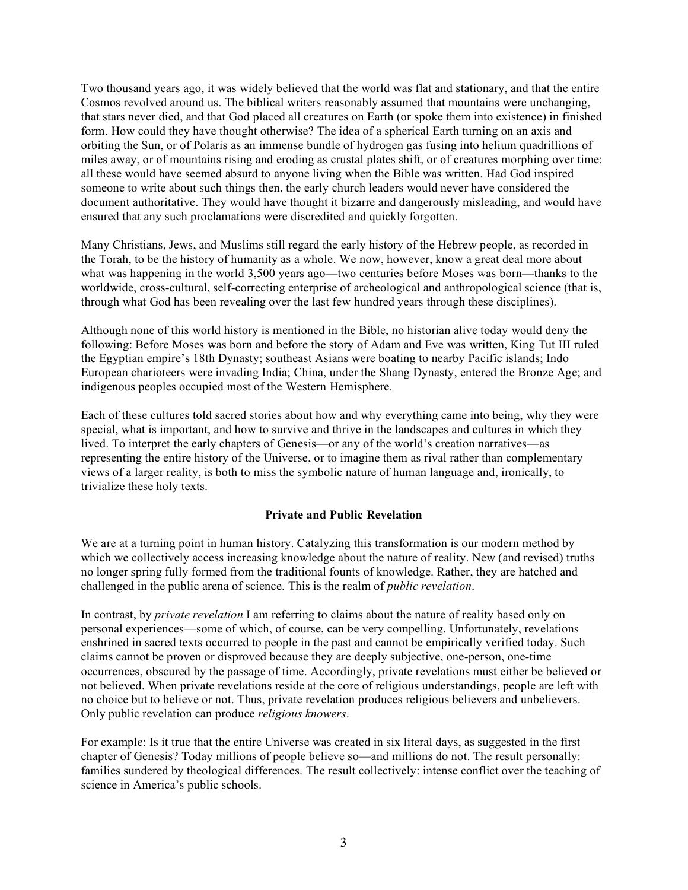Two thousand years ago, it was widely believed that the world was flat and stationary, and that the entire Cosmos revolved around us. The biblical writers reasonably assumed that mountains were unchanging, that stars never died, and that God placed all creatures on Earth (or spoke them into existence) in finished form. How could they have thought otherwise? The idea of a spherical Earth turning on an axis and orbiting the Sun, or of Polaris as an immense bundle of hydrogen gas fusing into helium quadrillions of miles away, or of mountains rising and eroding as crustal plates shift, or of creatures morphing over time: all these would have seemed absurd to anyone living when the Bible was written. Had God inspired someone to write about such things then, the early church leaders would never have considered the document authoritative. They would have thought it bizarre and dangerously misleading, and would have ensured that any such proclamations were discredited and quickly forgotten.

Many Christians, Jews, and Muslims still regard the early history of the Hebrew people, as recorded in the Torah, to be the history of humanity as a whole. We now, however, know a great deal more about what was happening in the world 3,500 years ago—two centuries before Moses was born—thanks to the worldwide, cross-cultural, self-correcting enterprise of archeological and anthropological science (that is, through what God has been revealing over the last few hundred years through these disciplines).

Although none of this world history is mentioned in the Bible, no historian alive today would deny the following: Before Moses was born and before the story of Adam and Eve was written, King Tut III ruled the Egyptian empire's 18th Dynasty; southeast Asians were boating to nearby Pacific islands; Indo European charioteers were invading India; China, under the Shang Dynasty, entered the Bronze Age; and indigenous peoples occupied most of the Western Hemisphere.

Each of these cultures told sacred stories about how and why everything came into being, why they were special, what is important, and how to survive and thrive in the landscapes and cultures in which they lived. To interpret the early chapters of Genesis—or any of the world's creation narratives—as representing the entire history of the Universe, or to imagine them as rival rather than complementary views of a larger reality, is both to miss the symbolic nature of human language and, ironically, to trivialize these holy texts.

## Private and Public Revelation

We are at a turning point in human history. Catalyzing this transformation is our modern method by which we collectively access increasing knowledge about the nature of reality. New (and revised) truths no longer spring fully formed from the traditional founts of knowledge. Rather, they are hatched and challenged in the public arena of science. This is the realm of *public revelation*.

In contrast, by *private revelation* I am referring to claims about the nature of reality based only on personal experiences—some of which, of course, can be very compelling. Unfortunately, revelations enshrined in sacred texts occurred to people in the past and cannot be empirically verified today. Such claims cannot be proven or disproved because they are deeply subjective, one-person, one-time occurrences, obscured by the passage of time. Accordingly, private revelations must either be believed or not believed. When private revelations reside at the core of religious understandings, people are left with no choice but to believe or not. Thus, private revelation produces religious believers and unbelievers. Only public revelation can produce *religious knowers*.

For example: Is it true that the entire Universe was created in six literal days, as suggested in the first chapter of Genesis? Today millions of people believe so—and millions do not. The result personally: families sundered by theological differences. The result collectively: intense conflict over the teaching of science in America's public schools.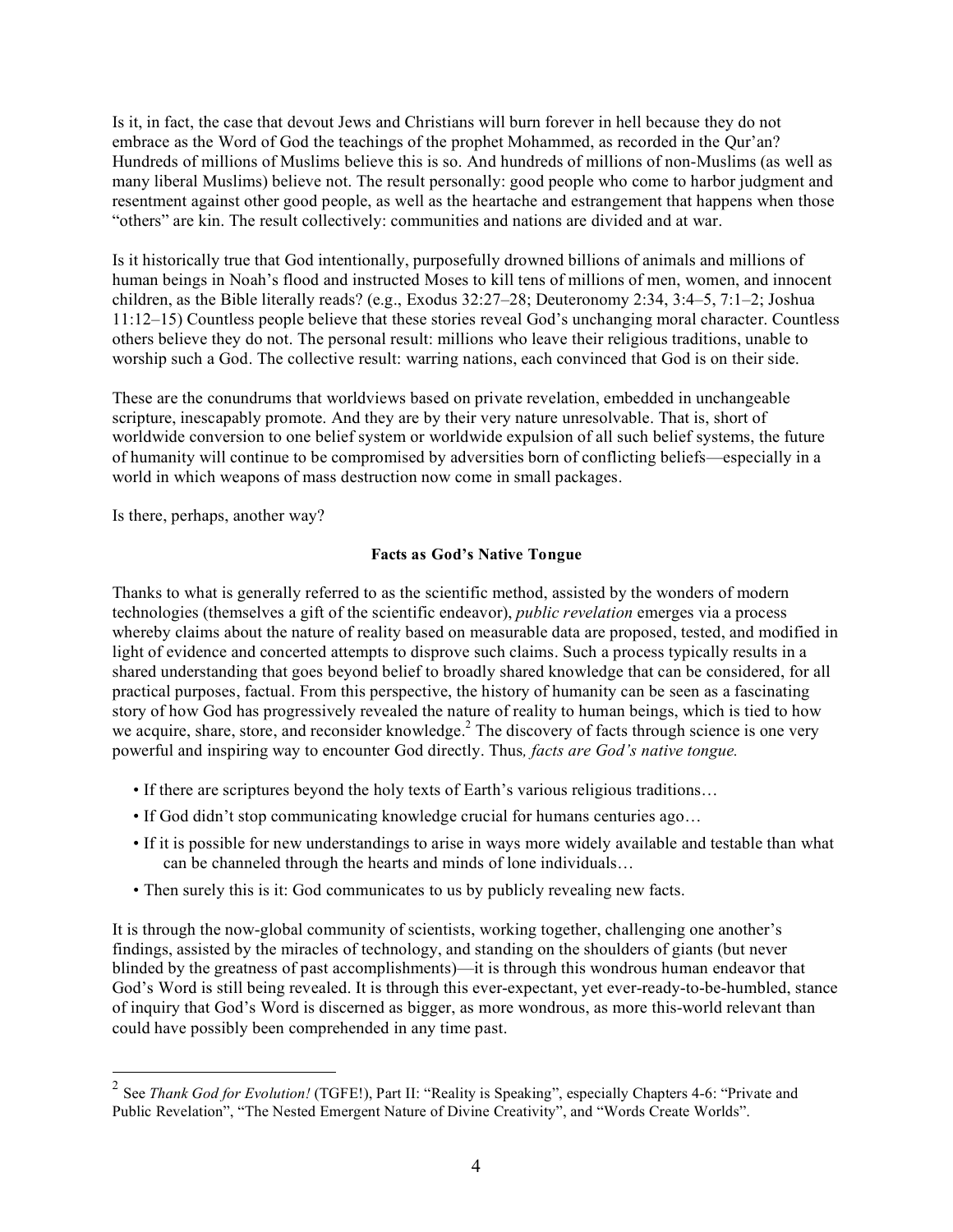Is it, in fact, the case that devout Jews and Christians will burn forever in hell because they do not embrace as the Word of God the teachings of the prophet Mohammed, as recorded in the Qur'an? Hundreds of millions of Muslims believe this is so. And hundreds of millions of non-Muslims (as well as many liberal Muslims) believe not. The result personally: good people who come to harbor judgment and resentment against other good people, as well as the heartache and estrangement that happens when those "others" are kin. The result collectively: communities and nations are divided and at war.

Is it historically true that God intentionally, purposefully drowned billions of animals and millions of human beings in Noah's flood and instructed Moses to kill tens of millions of men, women, and innocent children, as the Bible literally reads? (e.g., Exodus 32:27–28; Deuteronomy 2:34, 3:4–5, 7:1–2; Joshua 11:12–15) Countless people believe that these stories reveal God's unchanging moral character. Countless others believe they do not. The personal result: millions who leave their religious traditions, unable to worship such a God. The collective result: warring nations, each convinced that God is on their side.

These are the conundrums that worldviews based on private revelation, embedded in unchangeable scripture, inescapably promote. And they are by their very nature unresolvable. That is, short of worldwide conversion to one belief system or worldwide expulsion of all such belief systems, the future of humanity will continue to be compromised by adversities born of conflicting beliefs—especially in a world in which weapons of mass destruction now come in small packages.

Is there, perhaps, another way?

**Facts as God's Native Tongue**

Thanks to what is generally referred to as the scientific method, assisted by the wonders of modern technologies (themselves a gift of the scientific endeavor), *public revelation* emerges via a process whereby claims about the nature of reality based on measurable data are proposed, tested, and modified in light of evidence and concerted attempts to disprove such claims. Such a process typically results in a shared understanding that goes beyond belief to broadly shared knowledge that can be considered, for all practical purposes, factual. From this perspective, the history of humanity can be seen as a fascinating story of how God has progressively revealed the nature of reality to human beings, which is tied to how we acquire, share, store, and reconsider knowledge.[2] The discovery of facts through science is one very powerful and inspiring way to encounter God directly. Thus*, facts are God's native tongue.*

- If there are scriptures beyond the holy texts of Earth's various religious traditions…
- If God didn't stop communicating knowledge crucial for humans centuries ago…
- If it is possible for new understandings to arise in ways more widely available and testable than what can be channeled through the hearts and minds of lone individuals…
- Then surely this is it: God communicates to us by publicly revealing new facts.

It is through the now-global community of scientists, working together, challenging one another's findings, assisted by the miracles of technology, and standing on the shoulders of giants (but never blinded by the greatness of past accomplishments)—it is through this wondrous human endeavor that God's Word is still being revealed. It is through this ever-expectant, yet ever-ready-to-be-humbled, stance of inquiry that God's Word is discerned as bigger, as more wondrous, as more this-world relevant than could have possibly been comprehended in any time past.

---

[2] See *Thank God for Evolution!* (TGFE!), Part II: "Reality is Speaking", especially Chapters 4-6: "Private and Public Revelation", "The Nested Emergent Nature of Divine Creativity", and "Words Create Worlds".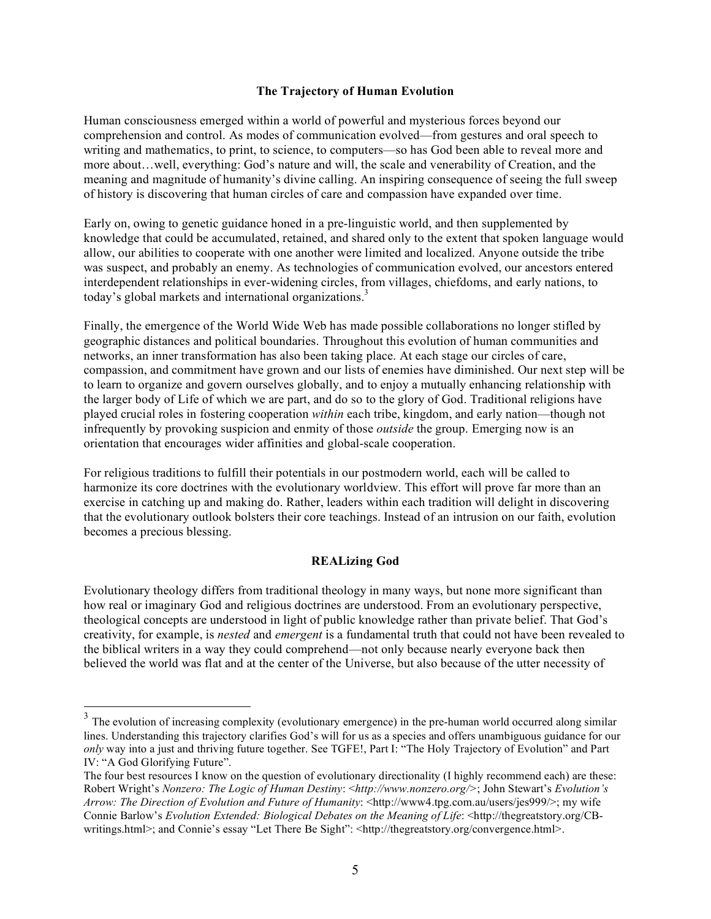**The Trajectory of Human Evolution**

Human consciousness emerged within a world of powerful and mysterious forces beyond our comprehension and control. As modes of communication evolved—from gestures and oral speech to writing and mathematics, to print, to science, to computers—so has God been able to reveal more and more about…well, everything: God's nature and will, the scale and venerability of Creation, and the meaning and magnitude of humanity's divine calling. An inspiring consequence of seeing the full sweep of history is discovering that human circles of care and compassion have expanded over time.

Early on, owing to genetic guidance honed in a pre-linguistic world, and then supplemented by knowledge that could be accumulated, retained, and shared only to the extent that spoken language would allow, our abilities to cooperate with one another were limited and localized. Anyone outside the tribe was suspect, and probably an enemy. As technologies of communication evolved, our ancestors entered interdependent relationships in ever-widening circles, from villages, chiefdoms, and early nations, to today's global markets and international organizations.[3]

Finally, the emergence of the World Wide Web has made possible collaborations no longer stifled by geographic distances and political boundaries. Throughout this evolution of human communities and networks, an inner transformation has also been taking place. At each stage our circles of care, compassion, and commitment have grown and our lists of enemies have diminished. Our next step will be to learn to organize and govern ourselves globally, and to enjoy a mutually enhancing relationship with the larger body of Life of which we are part, and do so to the glory of God. Traditional religions have played crucial roles in fostering cooperation *within* each tribe, kingdom, and early nation—though not infrequently by provoking suspicion and enmity of those *outside* the group. Emerging now is an orientation that encourages wider affinities and global-scale cooperation.

For religious traditions to fulfill their potentials in our postmodern world, each will be called to harmonize its core doctrines with the evolutionary worldview. This effort will prove far more than an exercise in catching up and making do. Rather, leaders within each tradition will delight in discovering that the evolutionary outlook bolsters their core teachings. Instead of an intrusion on our faith, evolution becomes a precious blessing.

**REALizing God**

Evolutionary theology differs from traditional theology in many ways, but none more significant than how real or imaginary God and religious doctrines are understood. From an evolutionary perspective, theological concepts are understood in light of public knowledge rather than private belief. That God's creativity, for example, is *nested* and *emergent* is a fundamental truth that could not have been revealed to the biblical writers in a way they could comprehend—not only because nearly everyone back then believed the world was flat and at the center of the Universe, but also because of the utter necessity of

---

[3] The evolution of increasing complexity (evolutionary emergence) in the pre-human world occurred along similar lines. Understanding this trajectory clarifies God's will for us as a species and offers unambiguous guidance for our *only* way into a just and thriving future together. See TGFE!, Part I: "The Holy Trajectory of Evolution" and Part IV: "A God Glorifying Future".

The four best resources I know on the question of evolutionary directionality (I highly recommend each) are these: Robert Wright's *Nonzero: The Logic of Human Destiny*: <http://www.nonzero.org/>; John Stewart's *Evolution's Arrow: The Direction of Evolution and Future of Humanity*: <http://www4.tpg.com.au/users/jes999/>; my wife Connie Barlow's *Evolution Extended: Biological Debates on the Meaning of Life*: <http://thegreatstory.org/CB-writings.html>; and Connie's essay "Let There Be Sight": <http://thegreatstory.org/convergence.html>.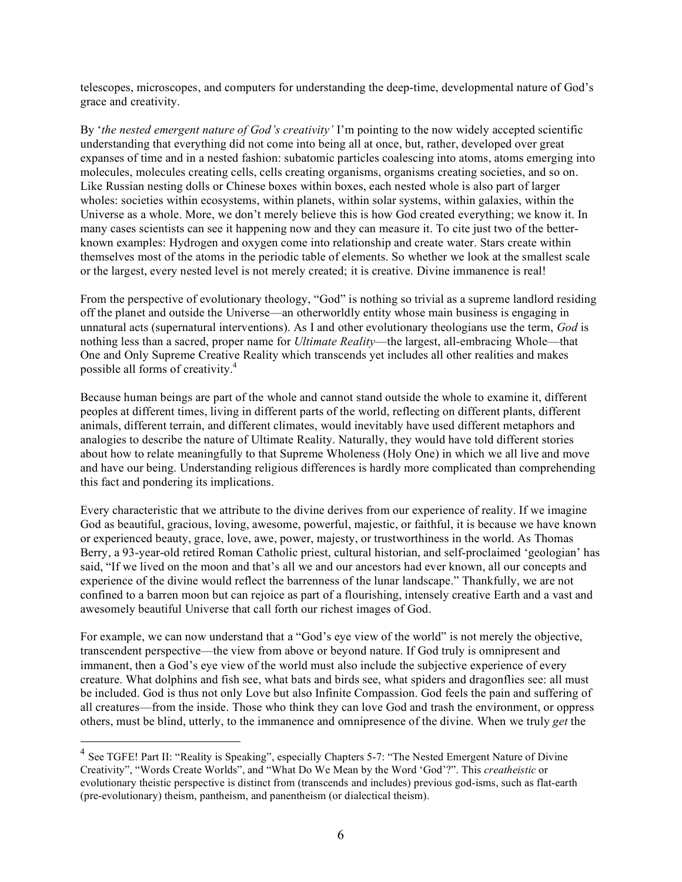telescopes, microscopes, and computers for understanding the deep-time, developmental nature of God's grace and creativity.

By '*the nested emergent nature of God's creativity'* I'm pointing to the now widely accepted scientific understanding that everything did not come into being all at once, but, rather, developed over great expanses of time and in a nested fashion: subatomic particles coalescing into atoms, atoms emerging into molecules, molecules creating cells, cells creating organisms, organisms creating societies, and so on. Like Russian nesting dolls or Chinese boxes within boxes, each nested whole is also part of larger wholes: societies within ecosystems, within planets, within solar systems, within galaxies, within the Universe as a whole. More, we don't merely believe this is how God created everything; we know it. In many cases scientists can see it happening now and they can measure it. To cite just two of the better-known examples: Hydrogen and oxygen come into relationship and create water. Stars create within themselves most of the atoms in the periodic table of elements. So whether we look at the smallest scale or the largest, every nested level is not merely created; it is creative. Divine immanence is real!

From the perspective of evolutionary theology, "God" is nothing so trivial as a supreme landlord residing off the planet and outside the Universe—an otherworldly entity whose main business is engaging in unnatural acts (supernatural interventions). As I and other evolutionary theologians use the term, *God* is nothing less than a sacred, proper name for *Ultimate Reality*—the largest, all-embracing Whole—that One and Only Supreme Creative Reality which transcends yet includes all other realities and makes possible all forms of creativity.[4]

Because human beings are part of the whole and cannot stand outside the whole to examine it, different peoples at different times, living in different parts of the world, reflecting on different plants, different animals, different terrain, and different climates, would inevitably have used different metaphors and analogies to describe the nature of Ultimate Reality. Naturally, they would have told different stories about how to relate meaningfully to that Supreme Wholeness (Holy One) in which we all live and move and have our being. Understanding religious differences is hardly more complicated than comprehending this fact and pondering its implications.

Every characteristic that we attribute to the divine derives from our experience of reality. If we imagine God as beautiful, gracious, loving, awesome, powerful, majestic, or faithful, it is because we have known or experienced beauty, grace, love, awe, power, majesty, or trustworthiness in the world. As Thomas Berry, a 93-year-old retired Roman Catholic priest, cultural historian, and self-proclaimed 'geologian' has said, "If we lived on the moon and that's all we and our ancestors had ever known, all our concepts and experience of the divine would reflect the barrenness of the lunar landscape." Thankfully, we are not confined to a barren moon but can rejoice as part of a flourishing, intensely creative Earth and a vast and awesomely beautiful Universe that call forth our richest images of God.

For example, we can now understand that a "God's eye view of the world" is not merely the objective, transcendent perspective—the view from above or beyond nature. If God truly is omnipresent and immanent, then a God's eye view of the world must also include the subjective experience of every creature. What dolphins and fish see, what bats and birds see, what spiders and dragonflies see: all must be included. God is thus not only Love but also Infinite Compassion. God feels the pain and suffering of all creatures—from the inside. Those who think they can love God and trash the environment, or oppress others, must be blind, utterly, to the immanence and omnipresence of the divine. When we truly *get* the

---

[4] See TGFE! Part II: "Reality is Speaking", especially Chapters 5-7: "The Nested Emergent Nature of Divine Creativity", "Words Create Worlds", and "What Do We Mean by the Word 'God'?". This *creatheistic* or evolutionary theistic perspective is distinct from (transcends and includes) previous god-isms, such as flat-earth (pre-evolutionary) theism, pantheism, and panentheism (or dialectical theism).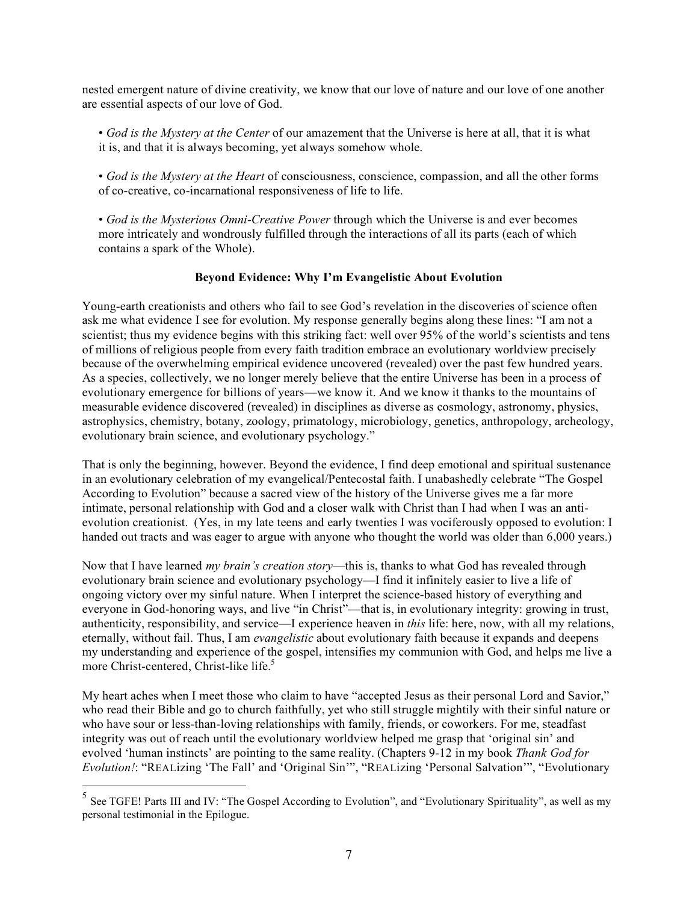nested emergent nature of divine creativity, we know that our love of nature and our love of one another are essential aspects of our love of God.

- *God is the Mystery at the Center* of our amazement that the Universe is here at all, that it is what it is, and that it is always becoming, yet always somehow whole.

- *God is the Mystery at the Heart* of consciousness, conscience, compassion, and all the other forms of co-creative, co-incarnational responsiveness of life to life.

- *God is the Mysterious Omni-Creative Power* through which the Universe is and ever becomes more intricately and wondrously fulfilled through the interactions of all its parts (each of which contains a spark of the Whole).

**Beyond Evidence: Why I'm Evangelistic About Evolution**

Young-earth creationists and others who fail to see God's revelation in the discoveries of science often ask me what evidence I see for evolution. My response generally begins along these lines: "I am not a scientist; thus my evidence begins with this striking fact: well over 95% of the world's scientists and tens of millions of religious people from every faith tradition embrace an evolutionary worldview precisely because of the overwhelming empirical evidence uncovered (revealed) over the past few hundred years. As a species, collectively, we no longer merely believe that the entire Universe has been in a process of evolutionary emergence for billions of years—we know it. And we know it thanks to the mountains of measurable evidence discovered (revealed) in disciplines as diverse as cosmology, astronomy, physics, astrophysics, chemistry, botany, zoology, primatology, microbiology, genetics, anthropology, archeology, evolutionary brain science, and evolutionary psychology."

That is only the beginning, however. Beyond the evidence, I find deep emotional and spiritual sustenance in an evolutionary celebration of my evangelical/Pentecostal faith. I unabashedly celebrate "The Gospel According to Evolution" because a sacred view of the history of the Universe gives me a far more intimate, personal relationship with God and a closer walk with Christ than I had when I was an anti-evolution creationist. (Yes, in my late teens and early twenties I was vociferously opposed to evolution: I handed out tracts and was eager to argue with anyone who thought the world was older than 6,000 years.)

Now that I have learned *my brain's creation story*—this is, thanks to what God has revealed through evolutionary brain science and evolutionary psychology—I find it infinitely easier to live a life of ongoing victory over my sinful nature. When I interpret the science-based history of everything and everyone in God-honoring ways, and live "in Christ"—that is, in evolutionary integrity: growing in trust, authenticity, responsibility, and service—I experience heaven in *this* life: here, now, with all my relations, eternally, without fail. Thus, I am *evangelistic* about evolutionary faith because it expands and deepens my understanding and experience of the gospel, intensifies my communion with God, and helps me live a more Christ-centered, Christ-like life.[5]

My heart aches when I meet those who claim to have "accepted Jesus as their personal Lord and Savior," who read their Bible and go to church faithfully, yet who still struggle mightily with their sinful nature or who have sour or less-than-loving relationships with family, friends, or coworkers. For me, steadfast integrity was out of reach until the evolutionary worldview helped me grasp that 'original sin' and evolved 'human instincts' are pointing to the same reality. (Chapters 9-12 in my book *Thank God for Evolution!*: "REALizing 'The Fall' and 'Original Sin'", "REALizing 'Personal Salvation'", "Evolutionary

---

[5] See TGFE! Parts III and IV: "The Gospel According to Evolution", and "Evolutionary Spirituality", as well as my personal testimonial in the Epilogue.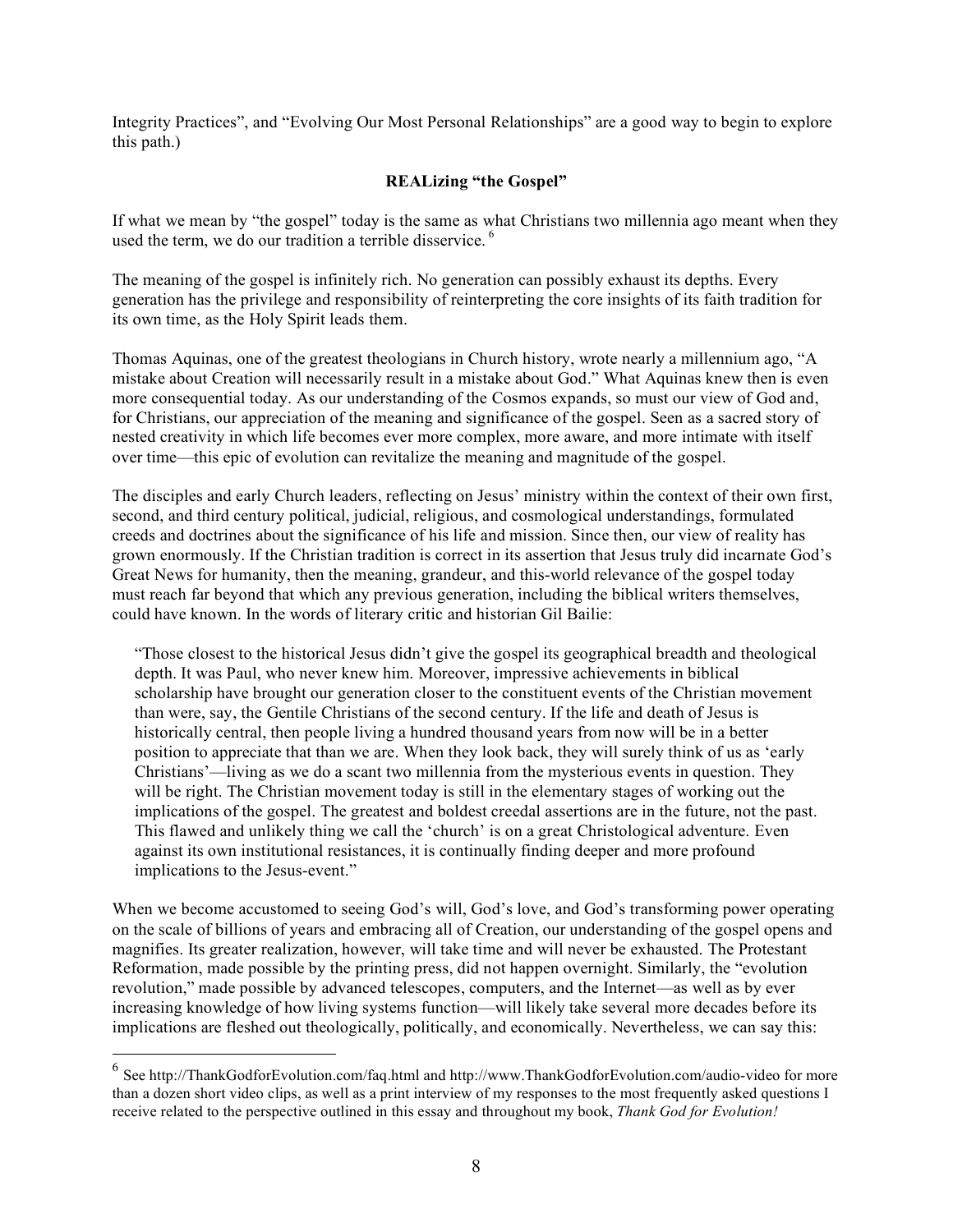Integrity Practices", and "Evolving Our Most Personal Relationships" are a good way to begin to explore this path.)

## REALizing "the Gospel"

If what we mean by "the gospel" today is the same as what Christians two millennia ago meant when they used the term, we do our tradition a terrible disservice. [6]

The meaning of the gospel is infinitely rich. No generation can possibly exhaust its depths. Every generation has the privilege and responsibility of reinterpreting the core insights of its faith tradition for its own time, as the Holy Spirit leads them.

Thomas Aquinas, one of the greatest theologians in Church history, wrote nearly a millennium ago, "A mistake about Creation will necessarily result in a mistake about God." What Aquinas knew then is even more consequential today. As our understanding of the Cosmos expands, so must our view of God and, for Christians, our appreciation of the meaning and significance of the gospel. Seen as a sacred story of nested creativity in which life becomes ever more complex, more aware, and more intimate with itself over time—this epic of evolution can revitalize the meaning and magnitude of the gospel.

The disciples and early Church leaders, reflecting on Jesus' ministry within the context of their own first, second, and third century political, judicial, religious, and cosmological understandings, formulated creeds and doctrines about the significance of his life and mission. Since then, our view of reality has grown enormously. If the Christian tradition is correct in its assertion that Jesus truly did incarnate God's Great News for humanity, then the meaning, grandeur, and this-world relevance of the gospel today must reach far beyond that which any previous generation, including the biblical writers themselves, could have known. In the words of literary critic and historian Gil Bailie:

> "Those closest to the historical Jesus didn't give the gospel its geographical breadth and theological depth. It was Paul, who never knew him. Moreover, impressive achievements in biblical scholarship have brought our generation closer to the constituent events of the Christian movement than were, say, the Gentile Christians of the second century. If the life and death of Jesus is historically central, then people living a hundred thousand years from now will be in a better position to appreciate that than we are. When they look back, they will surely think of us as 'early Christians'—living as we do a scant two millennia from the mysterious events in question. They will be right. The Christian movement today is still in the elementary stages of working out the implications of the gospel. The greatest and boldest creedal assertions are in the future, not the past. This flawed and unlikely thing we call the 'church' is on a great Christological adventure. Even against its own institutional resistances, it is continually finding deeper and more profound implications to the Jesus-event."

When we become accustomed to seeing God's will, God's love, and God's transforming power operating on the scale of billions of years and embracing all of Creation, our understanding of the gospel opens and magnifies. Its greater realization, however, will take time and will never be exhausted. The Protestant Reformation, made possible by the printing press, did not happen overnight. Similarly, the "evolution revolution," made possible by advanced telescopes, computers, and the Internet—as well as by ever increasing knowledge of how living systems function—will likely take several more decades before its implications are fleshed out theologically, politically, and economically. Nevertheless, we can say this:

---

[6] See http://ThankGodforEvolution.com/faq.html and http://www.ThankGodforEvolution.com/audio-video for more than a dozen short video clips, as well as a print interview of my responses to the most frequently asked questions I receive related to the perspective outlined in this essay and throughout my book, *Thank God for Evolution!*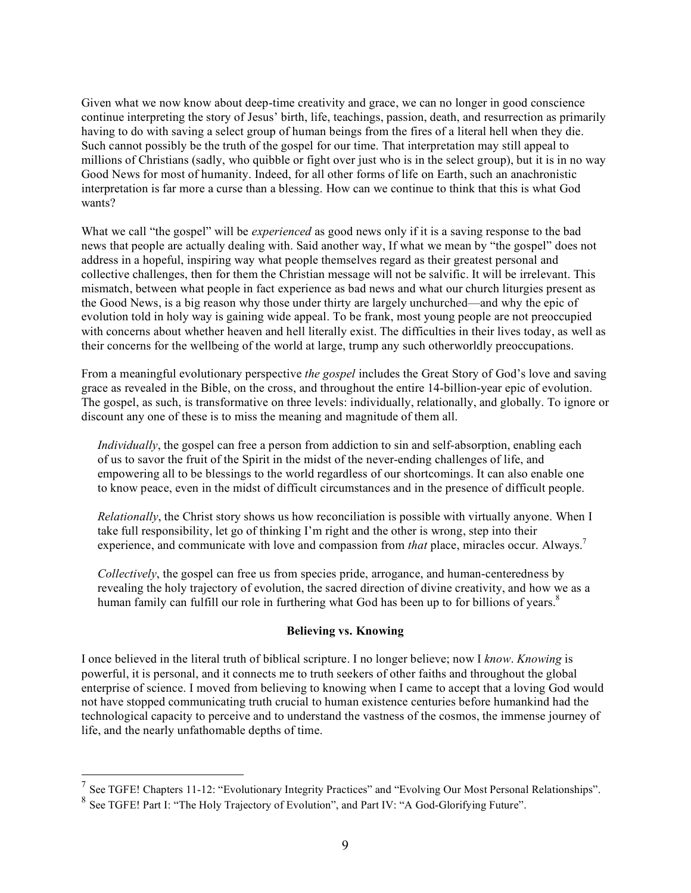Given what we now know about deep-time creativity and grace, we can no longer in good conscience continue interpreting the story of Jesus' birth, life, teachings, passion, death, and resurrection as primarily having to do with saving a select group of human beings from the fires of a literal hell when they die. Such cannot possibly be the truth of the gospel for our time. That interpretation may still appeal to millions of Christians (sadly, who quibble or fight over just who is in the select group), but it is in no way Good News for most of humanity. Indeed, for all other forms of life on Earth, such an anachronistic interpretation is far more a curse than a blessing. How can we continue to think that this is what God wants?

What we call "the gospel" will be *experienced* as good news only if it is a saving response to the bad news that people are actually dealing with. Said another way, If what we mean by "the gospel" does not address in a hopeful, inspiring way what people themselves regard as their greatest personal and collective challenges, then for them the Christian message will not be salvific. It will be irrelevant. This mismatch, between what people in fact experience as bad news and what our church liturgies present as the Good News, is a big reason why those under thirty are largely unchurched—and why the epic of evolution told in holy way is gaining wide appeal. To be frank, most young people are not preoccupied with concerns about whether heaven and hell literally exist. The difficulties in their lives today, as well as their concerns for the wellbeing of the world at large, trump any such otherworldly preoccupations.

From a meaningful evolutionary perspective *the gospel* includes the Great Story of God's love and saving grace as revealed in the Bible, on the cross, and throughout the entire 14-billion-year epic of evolution. The gospel, as such, is transformative on three levels: individually, relationally, and globally. To ignore or discount any one of these is to miss the meaning and magnitude of them all.

> *Individually*, the gospel can free a person from addiction to sin and self-absorption, enabling each of us to savor the fruit of the Spirit in the midst of the never-ending challenges of life, and empowering all to be blessings to the world regardless of our shortcomings. It can also enable one to know peace, even in the midst of difficult circumstances and in the presence of difficult people.
>
> *Relationally*, the Christ story shows us how reconciliation is possible with virtually anyone. When I take full responsibility, let go of thinking I'm right and the other is wrong, step into their experience, and communicate with love and compassion from *that* place, miracles occur. Always.[7]
>
> *Collectively*, the gospel can free us from species pride, arrogance, and human-centeredness by revealing the holy trajectory of evolution, the sacred direction of divine creativity, and how we as a human family can fulfill our role in furthering what God has been up to for billions of years.[8]

### Believing vs. Knowing

I once believed in the literal truth of biblical scripture. I no longer believe; now I *know*. *Knowing* is powerful, it is personal, and it connects me to truth seekers of other faiths and throughout the global enterprise of science. I moved from believing to knowing when I came to accept that a loving God would not have stopped communicating truth crucial to human existence centuries before humankind had the technological capacity to perceive and to understand the vastness of the cosmos, the immense journey of life, and the nearly unfathomable depths of time.

---

[7] See TGFE! Chapters 11-12: "Evolutionary Integrity Practices" and "Evolving Our Most Personal Relationships".

[8] See TGFE! Part I: "The Holy Trajectory of Evolution", and Part IV: "A God-Glorifying Future".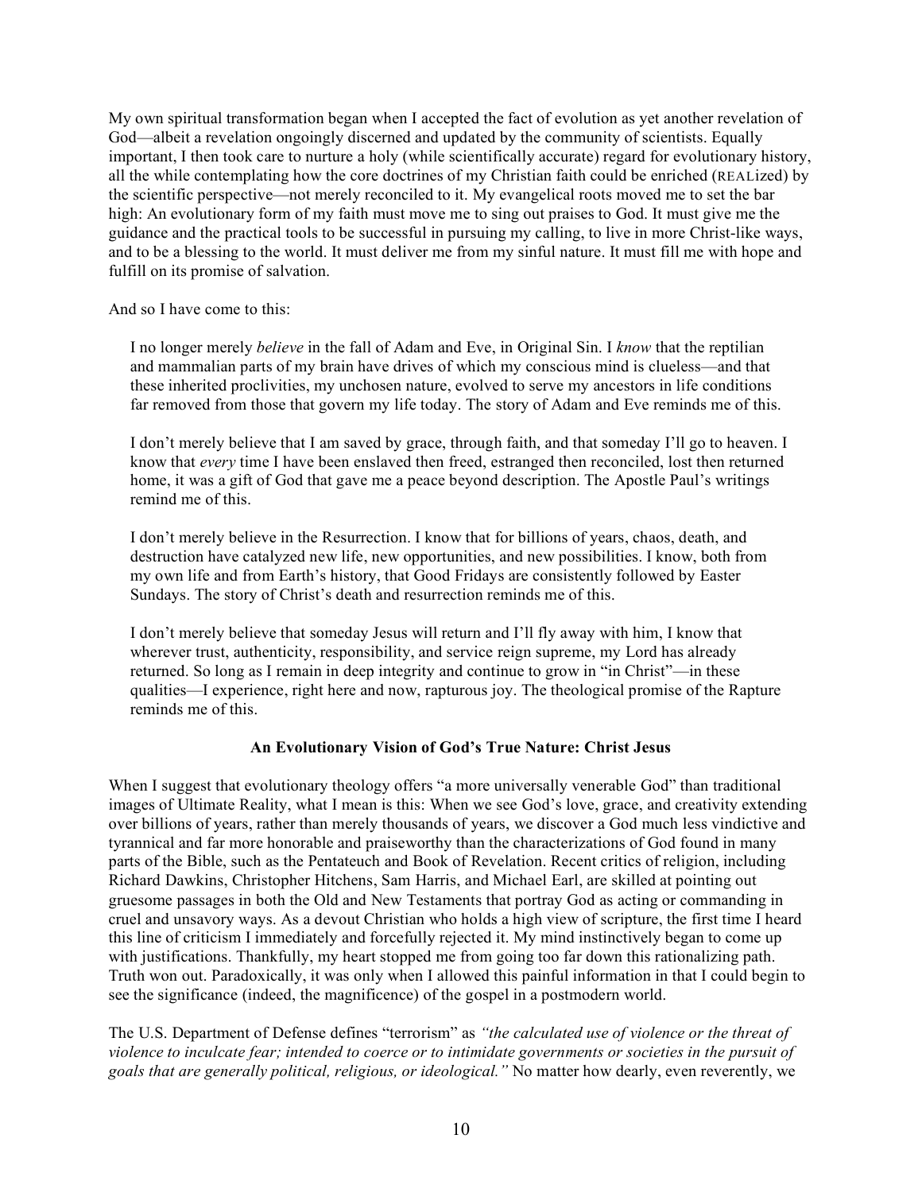My own spiritual transformation began when I accepted the fact of evolution as yet another revelation of God—albeit a revelation ongoingly discerned and updated by the community of scientists. Equally important, I then took care to nurture a holy (while scientifically accurate) regard for evolutionary history, all the while contemplating how the core doctrines of my Christian faith could be enriched (REALized) by the scientific perspective—not merely reconciled to it. My evangelical roots moved me to set the bar high: An evolutionary form of my faith must move me to sing out praises to God. It must give me the guidance and the practical tools to be successful in pursuing my calling, to live in more Christ-like ways, and to be a blessing to the world. It must deliver me from my sinful nature. It must fill me with hope and fulfill on its promise of salvation.

And so I have come to this:

> I no longer merely *believe* in the fall of Adam and Eve, in Original Sin. I *know* that the reptilian and mammalian parts of my brain have drives of which my conscious mind is clueless—and that these inherited proclivities, my unchosen nature, evolved to serve my ancestors in life conditions far removed from those that govern my life today. The story of Adam and Eve reminds me of this.
>
> I don't merely believe that I am saved by grace, through faith, and that someday I'll go to heaven. I know that *every* time I have been enslaved then freed, estranged then reconciled, lost then returned home, it was a gift of God that gave me a peace beyond description. The Apostle Paul's writings remind me of this.
>
> I don't merely believe in the Resurrection. I know that for billions of years, chaos, death, and destruction have catalyzed new life, new opportunities, and new possibilities. I know, both from my own life and from Earth's history, that Good Fridays are consistently followed by Easter Sundays. The story of Christ's death and resurrection reminds me of this.
>
> I don't merely believe that someday Jesus will return and I'll fly away with him, I know that wherever trust, authenticity, responsibility, and service reign supreme, my Lord has already returned. So long as I remain in deep integrity and continue to grow in "in Christ"—in these qualities—I experience, right here and now, rapturous joy. The theological promise of the Rapture reminds me of this.

### An Evolutionary Vision of God's True Nature: Christ Jesus

When I suggest that evolutionary theology offers "a more universally venerable God" than traditional images of Ultimate Reality, what I mean is this: When we see God's love, grace, and creativity extending over billions of years, rather than merely thousands of years, we discover a God much less vindictive and tyrannical and far more honorable and praiseworthy than the characterizations of God found in many parts of the Bible, such as the Pentateuch and Book of Revelation. Recent critics of religion, including Richard Dawkins, Christopher Hitchens, Sam Harris, and Michael Earl, are skilled at pointing out gruesome passages in both the Old and New Testaments that portray God as acting or commanding in cruel and unsavory ways. As a devout Christian who holds a high view of scripture, the first time I heard this line of criticism I immediately and forcefully rejected it. My mind instinctively began to come up with justifications. Thankfully, my heart stopped me from going too far down this rationalizing path. Truth won out. Paradoxically, it was only when I allowed this painful information in that I could begin to see the significance (indeed, the magnificence) of the gospel in a postmodern world.

The U.S. Department of Defense defines "terrorism" as *"the calculated use of violence or the threat of violence to inculcate fear; intended to coerce or to intimidate governments or societies in the pursuit of goals that are generally political, religious, or ideological."* No matter how dearly, even reverently, we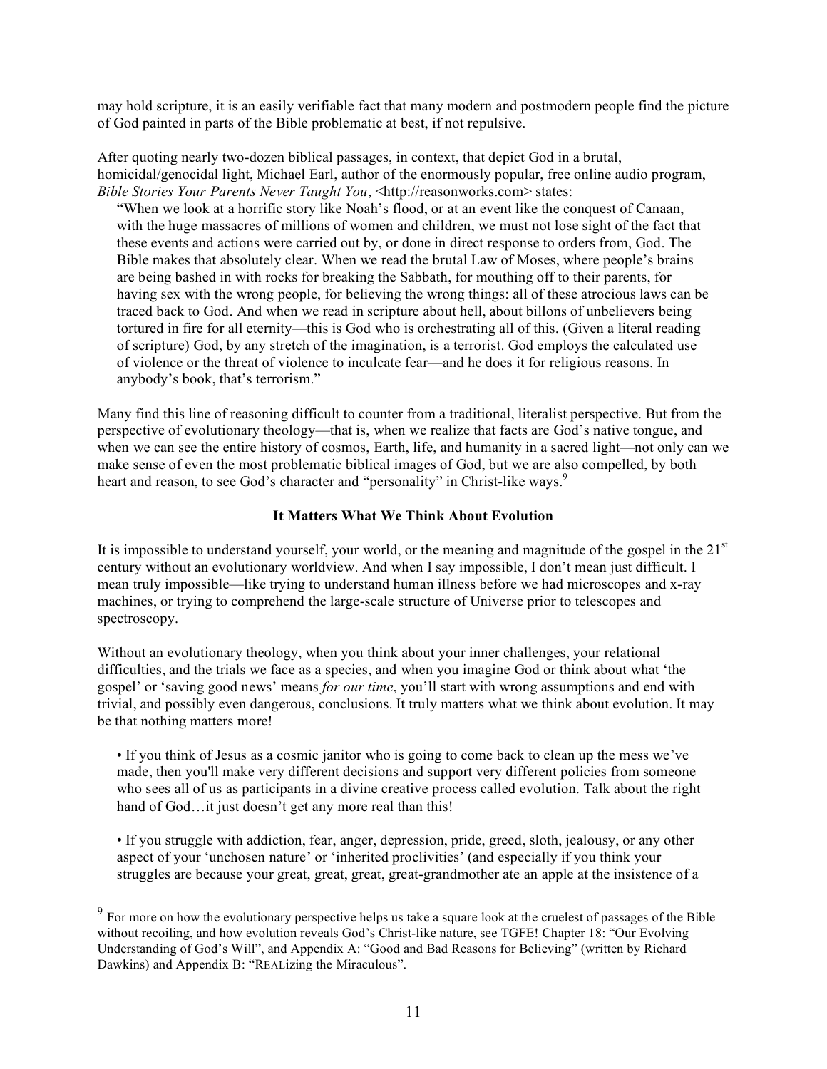may hold scripture, it is an easily verifiable fact that many modern and postmodern people find the picture of God painted in parts of the Bible problematic at best, if not repulsive.

After quoting nearly two-dozen biblical passages, in context, that depict God in a brutal, homicidal/genocidal light, Michael Earl, author of the enormously popular, free online audio program, *Bible Stories Your Parents Never Taught You*, <http://reasonworks.com> states:

> "When we look at a horrific story like Noah's flood, or at an event like the conquest of Canaan, with the huge massacres of millions of women and children, we must not lose sight of the fact that these events and actions were carried out by, or done in direct response to orders from, God. The Bible makes that absolutely clear. When we read the brutal Law of Moses, where people's brains are being bashed in with rocks for breaking the Sabbath, for mouthing off to their parents, for having sex with the wrong people, for believing the wrong things: all of these atrocious laws can be traced back to God. And when we read in scripture about hell, about billons of unbelievers being tortured in fire for all eternity—this is God who is orchestrating all of this. (Given a literal reading of scripture) God, by any stretch of the imagination, is a terrorist. God employs the calculated use of violence or the threat of violence to inculcate fear—and he does it for religious reasons. In anybody's book, that's terrorism."

Many find this line of reasoning difficult to counter from a traditional, literalist perspective. But from the perspective of evolutionary theology—that is, when we realize that facts are God's native tongue, and when we can see the entire history of cosmos, Earth, life, and humanity in a sacred light—not only can we make sense of even the most problematic biblical images of God, but we are also compelled, by both heart and reason, to see God's character and "personality" in Christ-like ways.[9]

## It Matters What We Think About Evolution

It is impossible to understand yourself, your world, or the meaning and magnitude of the gospel in the 21st century without an evolutionary worldview. And when I say impossible, I don't mean just difficult. I mean truly impossible—like trying to understand human illness before we had microscopes and x-ray machines, or trying to comprehend the large-scale structure of Universe prior to telescopes and spectroscopy.

Without an evolutionary theology, when you think about your inner challenges, your relational difficulties, and the trials we face as a species, and when you imagine God or think about what 'the gospel' or 'saving good news' means *for our time*, you'll start with wrong assumptions and end with trivial, and possibly even dangerous, conclusions. It truly matters what we think about evolution. It may be that nothing matters more!

- If you think of Jesus as a cosmic janitor who is going to come back to clean up the mess we've made, then you'll make very different decisions and support very different policies from someone who sees all of us as participants in a divine creative process called evolution. Talk about the right hand of God…it just doesn't get any more real than this!

- If you struggle with addiction, fear, anger, depression, pride, greed, sloth, jealousy, or any other aspect of your 'unchosen nature' or 'inherited proclivities' (and especially if you think your struggles are because your great, great, great, great-grandmother ate an apple at the insistence of a

---

[9] For more on how the evolutionary perspective helps us take a square look at the cruelest of passages of the Bible without recoiling, and how evolution reveals God's Christ-like nature, see TGFE! Chapter 18: "Our Evolving Understanding of God's Will", and Appendix A: "Good and Bad Reasons for Believing" (written by Richard Dawkins) and Appendix B: "REALizing the Miraculous".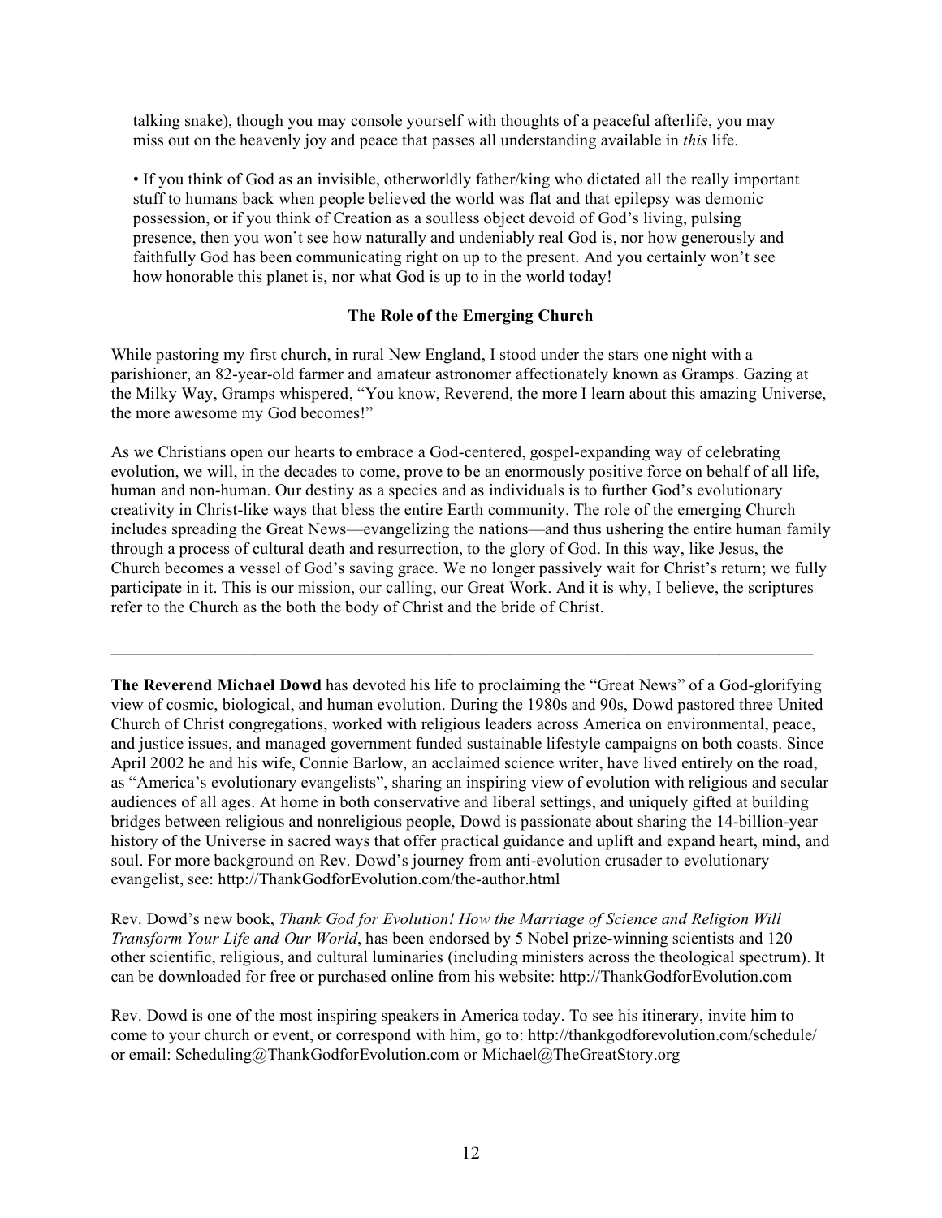talking snake), though you may console yourself with thoughts of a peaceful afterlife, you may miss out on the heavenly joy and peace that passes all understanding available in *this* life.

• If you think of God as an invisible, otherworldly father/king who dictated all the really important stuff to humans back when people believed the world was flat and that epilepsy was demonic possession, or if you think of Creation as a soulless object devoid of God's living, pulsing presence, then you won't see how naturally and undeniably real God is, nor how generously and faithfully God has been communicating right on up to the present. And you certainly won't see how honorable this planet is, nor what God is up to in the world today!

**The Role of the Emerging Church**

While pastoring my first church, in rural New England, I stood under the stars one night with a parishioner, an 82-year-old farmer and amateur astronomer affectionately known as Gramps. Gazing at the Milky Way, Gramps whispered, "You know, Reverend, the more I learn about this amazing Universe, the more awesome my God becomes!"

As we Christians open our hearts to embrace a God-centered, gospel-expanding way of celebrating evolution, we will, in the decades to come, prove to be an enormously positive force on behalf of all life, human and non-human. Our destiny as a species and as individuals is to further God's evolutionary creativity in Christ-like ways that bless the entire Earth community. The role of the emerging Church includes spreading the Great News—evangelizing the nations—and thus ushering the entire human family through a process of cultural death and resurrection, to the glory of God. In this way, like Jesus, the Church becomes a vessel of God's saving grace. We no longer passively wait for Christ's return; we fully participate in it. This is our mission, our calling, our Great Work. And it is why, I believe, the scriptures refer to the Church as the both the body of Christ and the bride of Christ.

---

**The Reverend Michael Dowd** has devoted his life to proclaiming the "Great News" of a God-glorifying view of cosmic, biological, and human evolution. During the 1980s and 90s, Dowd pastored three United Church of Christ congregations, worked with religious leaders across America on environmental, peace, and justice issues, and managed government funded sustainable lifestyle campaigns on both coasts. Since April 2002 he and his wife, Connie Barlow, an acclaimed science writer, have lived entirely on the road, as "America's evolutionary evangelists", sharing an inspiring view of evolution with religious and secular audiences of all ages. At home in both conservative and liberal settings, and uniquely gifted at building bridges between religious and nonreligious people, Dowd is passionate about sharing the 14-billion-year history of the Universe in sacred ways that offer practical guidance and uplift and expand heart, mind, and soul. For more background on Rev. Dowd's journey from anti-evolution crusader to evolutionary evangelist, see: http://ThankGodforEvolution.com/the-author.html

Rev. Dowd's new book, *Thank God for Evolution! How the Marriage of Science and Religion Will Transform Your Life and Our World*, has been endorsed by 5 Nobel prize-winning scientists and 120 other scientific, religious, and cultural luminaries (including ministers across the theological spectrum). It can be downloaded for free or purchased online from his website: http://ThankGodforEvolution.com

Rev. Dowd is one of the most inspiring speakers in America today. To see his itinerary, invite him to come to your church or event, or correspond with him, go to: http://thankgodforevolution.com/schedule/ or email: Scheduling@ThankGodforEvolution.com or Michael@TheGreatStory.org